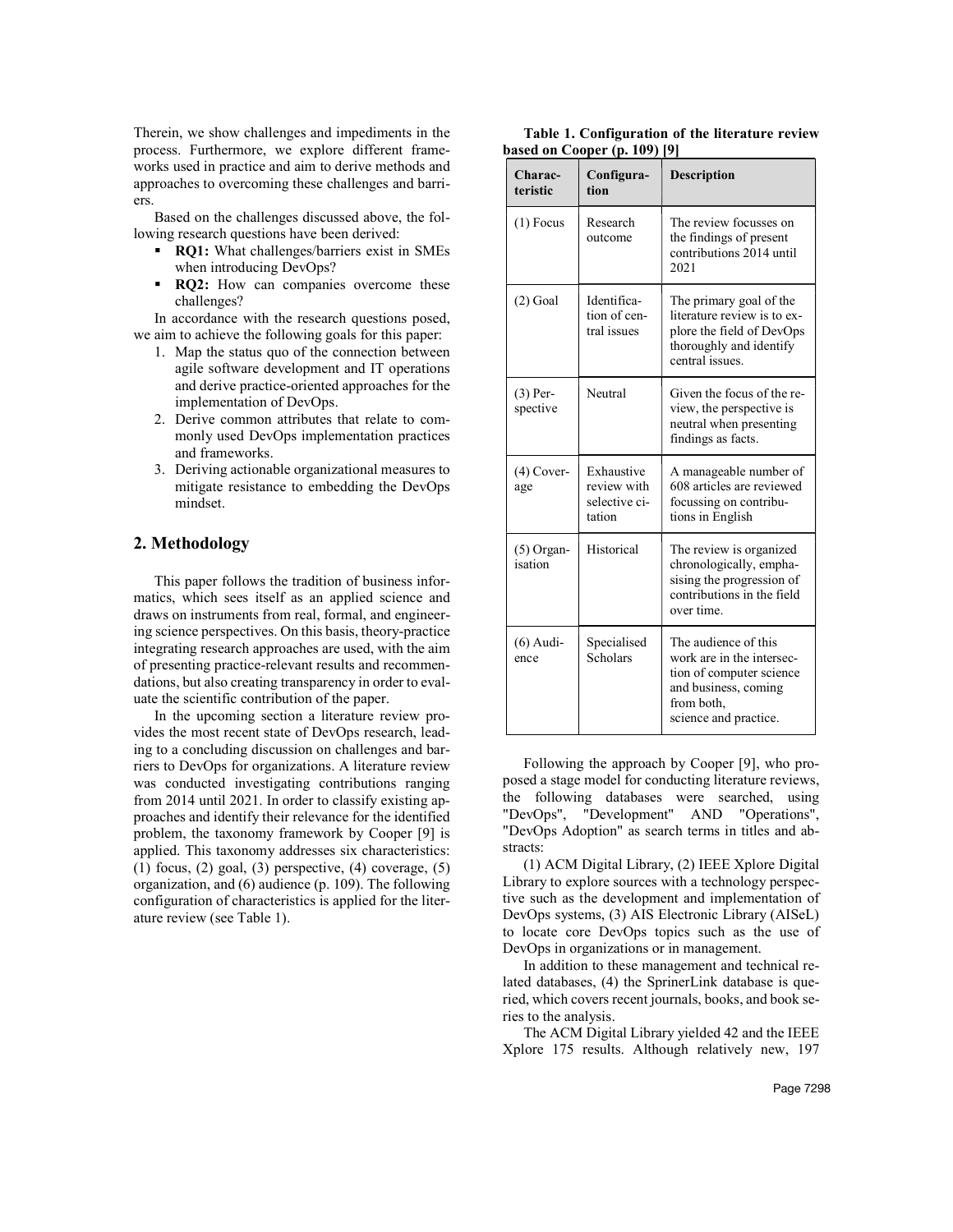Therein, we show challenges and impediments in the process. Furthermore, we explore different frameworks used in practice and aim to derive methods and approaches to overcoming these challenges and barriers.

Based on the challenges discussed above, the following research questions have been derived:

- **RQ1:** What challenges/barriers exist in SMEs when introducing DevOps?
- **RQ2:** How can companies overcome these challenges?

In accordance with the research questions posed, we aim to achieve the following goals for this paper:

1. Map the status quo of the connection between agile software development and IT operations and derive practice-oriented approaches for the implementation of DevOps.
2. Derive common attributes that relate to commonly used DevOps implementation practices and frameworks.
3. Deriving actionable organizational measures to mitigate resistance to embedding the DevOps mindset.

## 2. Methodology

This paper follows the tradition of business informatics, which sees itself as an applied science and draws on instruments from real, formal, and engineering science perspectives. On this basis, theory-practice integrating research approaches are used, with the aim of presenting practice-relevant results and recommendations, but also creating transparency in order to evaluate the scientific contribution of the paper.

In the upcoming section a literature review provides the most recent state of DevOps research, leading to a concluding discussion on challenges and barriers to DevOps for organizations. A literature review was conducted investigating contributions ranging from 2014 until 2021. In order to classify existing approaches and identify their relevance for the identified problem, the taxonomy framework by Cooper [9] is applied. This taxonomy addresses six characteristics: (1) focus, (2) goal, (3) perspective, (4) coverage, (5) organization, and (6) audience (p. 109). The following configuration of characteristics is applied for the literature review (see Table 1).

**Table 1. Configuration of the literature review based on Cooper (p. 109) [9]**

| Characteristic | Configuration | Description |
|---|---|---|
| (1) Focus | Research outcome | The review focusses on the findings of present contributions 2014 until 2021 |
| (2) Goal | Identification of central issues | The primary goal of the literature review is to explore the field of DevOps thoroughly and identify central issues. |
| (3) Perspective | Neutral | Given the focus of the review, the perspective is neutral when presenting findings as facts. |
| (4) Coverage | Exhaustive review with selective citation | A manageable number of 608 articles are reviewed focussing on contributions in English |
| (5) Organisation | Historical | The review is organized chronologically, emphasising the progression of contributions in the field over time. |
| (6) Audience | Specialised Scholars | The audience of this work are in the intersection of computer science and business, coming from both, science and practice. |

Following the approach by Cooper [9], who proposed a stage model for conducting literature reviews, the following databases were searched, using "DevOps", "Development" AND "Operations", "DevOps Adoption" as search terms in titles and abstracts:

(1) ACM Digital Library, (2) IEEE Xplore Digital Library to explore sources with a technology perspective such as the development and implementation of DevOps systems, (3) AIS Electronic Library (AISeL) to locate core DevOps topics such as the use of DevOps in organizations or in management.

In addition to these management and technical related databases, (4) the SprinerLink database is queried, which covers recent journals, books, and book series to the analysis.

The ACM Digital Library yielded 42 and the IEEE Xplore 175 results. Although relatively new, 197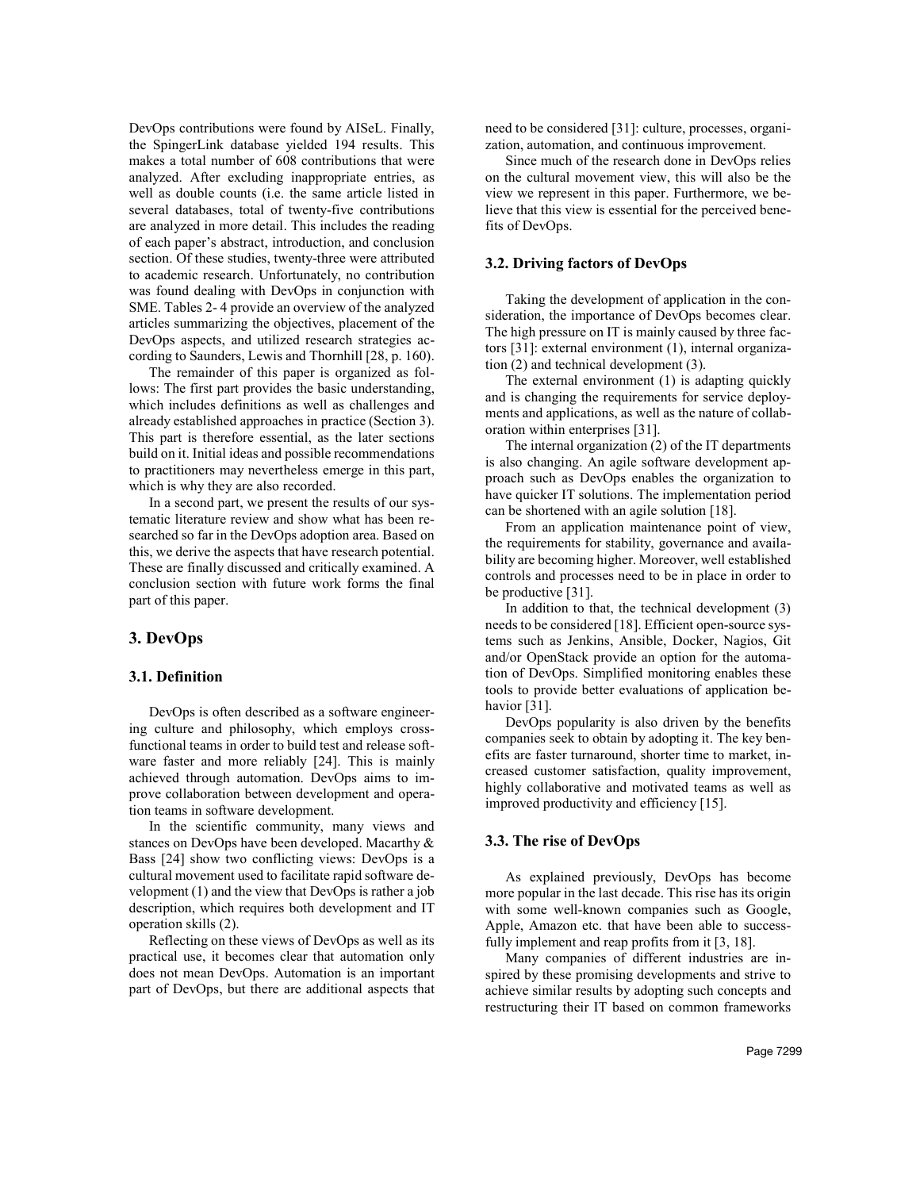DevOps contributions were found by AISeL. Finally, the SpingerLink database yielded 194 results. This makes a total number of 608 contributions that were analyzed. After excluding inappropriate entries, as well as double counts (i.e. the same article listed in several databases, total of twenty-five contributions are analyzed in more detail. This includes the reading of each paper's abstract, introduction, and conclusion section. Of these studies, twenty-three were attributed to academic research. Unfortunately, no contribution was found dealing with DevOps in conjunction with SME. Tables 2- 4 provide an overview of the analyzed articles summarizing the objectives, placement of the DevOps aspects, and utilized research strategies according to Saunders, Lewis and Thornhill [28, p. 160].

The remainder of this paper is organized as follows: The first part provides the basic understanding, which includes definitions as well as challenges and already established approaches in practice (Section 3). This part is therefore essential, as the later sections build on it. Initial ideas and possible recommendations to practitioners may nevertheless emerge in this part, which is why they are also recorded.

In a second part, we present the results of our systematic literature review and show what has been researched so far in the DevOps adoption area. Based on this, we derive the aspects that have research potential. These are finally discussed and critically examined. A conclusion section with future work forms the final part of this paper.

## 3. DevOps

### 3.1. Definition

DevOps is often described as a software engineering culture and philosophy, which employs cross-functional teams in order to build test and release software faster and more reliably [24]. This is mainly achieved through automation. DevOps aims to improve collaboration between development and operation teams in software development.

In the scientific community, many views and stances on DevOps have been developed. Macarthy & Bass [24] show two conflicting views: DevOps is a cultural movement used to facilitate rapid software development (1) and the view that DevOps is rather a job description, which requires both development and IT operation skills (2).

Reflecting on these views of DevOps as well as its practical use, it becomes clear that automation only does not mean DevOps. Automation is an important part of DevOps, but there are additional aspects that need to be considered [31]: culture, processes, organization, automation, and continuous improvement.

Since much of the research done in DevOps relies on the cultural movement view, this will also be the view we represent in this paper. Furthermore, we believe that this view is essential for the perceived benefits of DevOps.

### 3.2. Driving factors of DevOps

Taking the development of application in the consideration, the importance of DevOps becomes clear. The high pressure on IT is mainly caused by three factors [31]: external environment (1), internal organization (2) and technical development (3).

The external environment (1) is adapting quickly and is changing the requirements for service deployments and applications, as well as the nature of collaboration within enterprises [31].

The internal organization (2) of the IT departments is also changing. An agile software development approach such as DevOps enables the organization to have quicker IT solutions. The implementation period can be shortened with an agile solution [18].

From an application maintenance point of view, the requirements for stability, governance and availability are becoming higher. Moreover, well established controls and processes need to be in place in order to be productive [31].

In addition to that, the technical development (3) needs to be considered [18]. Efficient open-source systems such as Jenkins, Ansible, Docker, Nagios, Git and/or OpenStack provide an option for the automation of DevOps. Simplified monitoring enables these tools to provide better evaluations of application behavior [31].

DevOps popularity is also driven by the benefits companies seek to obtain by adopting it. The key benefits are faster turnaround, shorter time to market, increased customer satisfaction, quality improvement, highly collaborative and motivated teams as well as improved productivity and efficiency [15].

### 3.3. The rise of DevOps

As explained previously, DevOps has become more popular in the last decade. This rise has its origin with some well-known companies such as Google, Apple, Amazon etc. that have been able to successfully implement and reap profits from it [3, 18].

Many companies of different industries are inspired by these promising developments and strive to achieve similar results by adopting such concepts and restructuring their IT based on common frameworks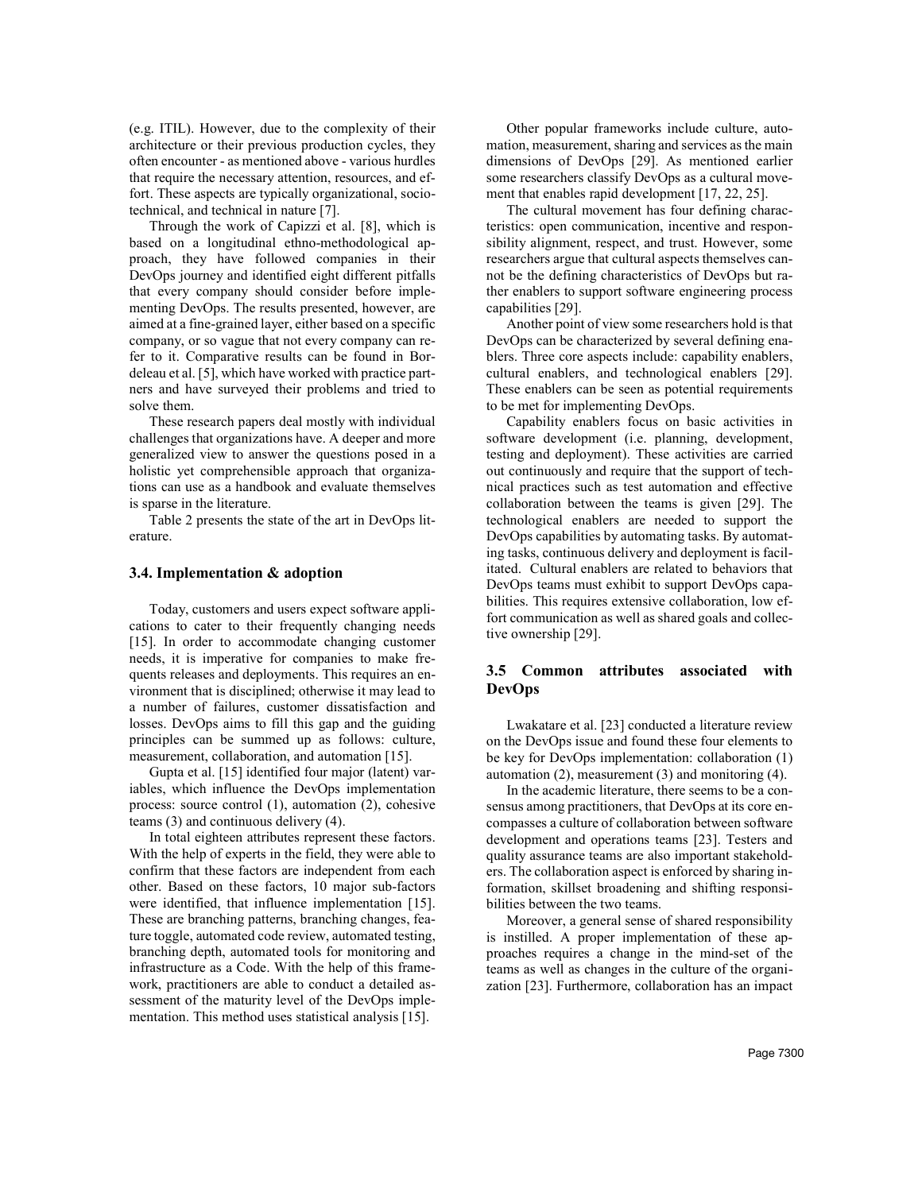(e.g. ITIL). However, due to the complexity of their architecture or their previous production cycles, they often encounter - as mentioned above - various hurdles that require the necessary attention, resources, and effort. These aspects are typically organizational, socio-technical, and technical in nature [7].

Through the work of Capizzi et al. [8], which is based on a longitudinal ethno-methodological approach, they have followed companies in their DevOps journey and identified eight different pitfalls that every company should consider before implementing DevOps. The results presented, however, are aimed at a fine-grained layer, either based on a specific company, or so vague that not every company can refer to it. Comparative results can be found in Bordeleau et al. [5], which have worked with practice partners and have surveyed their problems and tried to solve them.

These research papers deal mostly with individual challenges that organizations have. A deeper and more generalized view to answer the questions posed in a holistic yet comprehensible approach that organizations can use as a handbook and evaluate themselves is sparse in the literature.

Table 2 presents the state of the art in DevOps literature.

### 3.4. Implementation & adoption

Today, customers and users expect software applications to cater to their frequently changing needs [15]. In order to accommodate changing customer needs, it is imperative for companies to make frequents releases and deployments. This requires an environment that is disciplined; otherwise it may lead to a number of failures, customer dissatisfaction and losses. DevOps aims to fill this gap and the guiding principles can be summed up as follows: culture, measurement, collaboration, and automation [15].

Gupta et al. [15] identified four major (latent) variables, which influence the DevOps implementation process: source control (1), automation (2), cohesive teams (3) and continuous delivery (4).

In total eighteen attributes represent these factors. With the help of experts in the field, they were able to confirm that these factors are independent from each other. Based on these factors, 10 major sub-factors were identified, that influence implementation [15]. These are branching patterns, branching changes, feature toggle, automated code review, automated testing, branching depth, automated tools for monitoring and infrastructure as a Code. With the help of this framework, practitioners are able to conduct a detailed assessment of the maturity level of the DevOps implementation. This method uses statistical analysis [15].

Other popular frameworks include culture, automation, measurement, sharing and services as the main dimensions of DevOps [29]. As mentioned earlier some researchers classify DevOps as a cultural movement that enables rapid development [17, 22, 25].

The cultural movement has four defining characteristics: open communication, incentive and responsibility alignment, respect, and trust. However, some researchers argue that cultural aspects themselves cannot be the defining characteristics of DevOps but rather enablers to support software engineering process capabilities [29].

Another point of view some researchers hold is that DevOps can be characterized by several defining enablers. Three core aspects include: capability enablers, cultural enablers, and technological enablers [29]. These enablers can be seen as potential requirements to be met for implementing DevOps.

Capability enablers focus on basic activities in software development (i.e. planning, development, testing and deployment). These activities are carried out continuously and require that the support of technical practices such as test automation and effective collaboration between the teams is given [29]. The technological enablers are needed to support the DevOps capabilities by automating tasks. By automating tasks, continuous delivery and deployment is facilitated. Cultural enablers are related to behaviors that DevOps teams must exhibit to support DevOps capabilities. This requires extensive collaboration, low effort communication as well as shared goals and collective ownership [29].

### 3.5 Common attributes associated with DevOps

Lwakatare et al. [23] conducted a literature review on the DevOps issue and found these four elements to be key for DevOps implementation: collaboration (1) automation (2), measurement (3) and monitoring (4).

In the academic literature, there seems to be a consensus among practitioners, that DevOps at its core encompasses a culture of collaboration between software development and operations teams [23]. Testers and quality assurance teams are also important stakeholders. The collaboration aspect is enforced by sharing information, skillset broadening and shifting responsibilities between the two teams.

Moreover, a general sense of shared responsibility is instilled. A proper implementation of these approaches requires a change in the mind-set of the teams as well as changes in the culture of the organization [23]. Furthermore, collaboration has an impact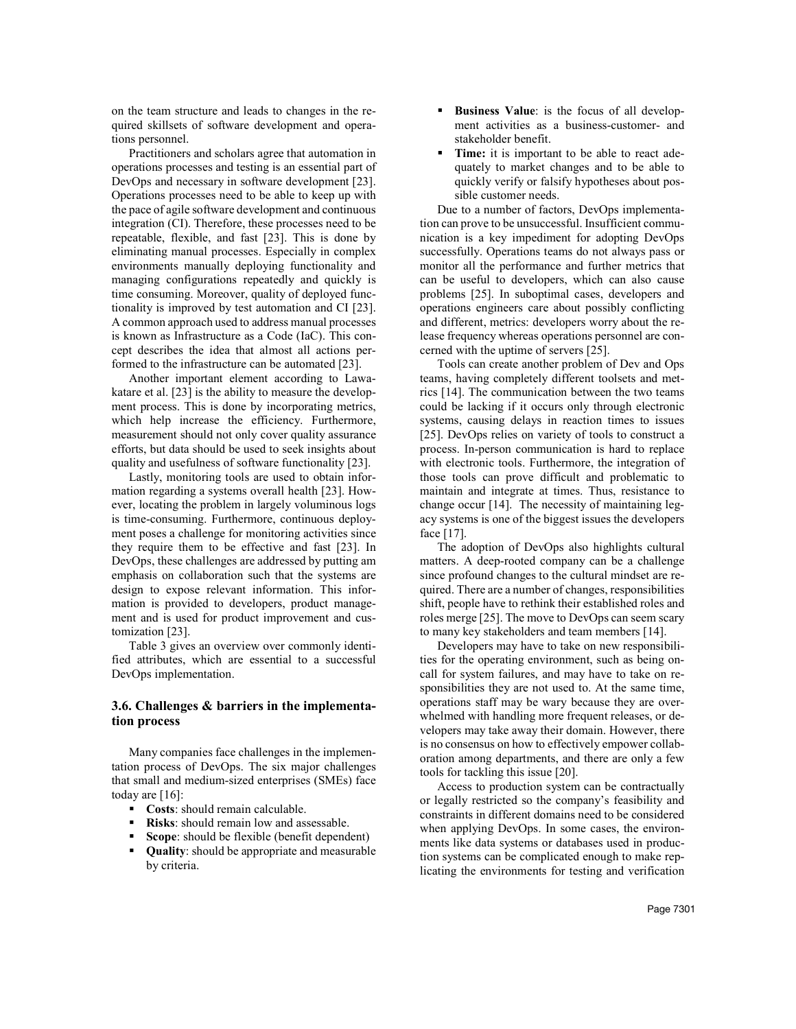on the team structure and leads to changes in the required skillsets of software development and operations personnel.

Practitioners and scholars agree that automation in operations processes and testing is an essential part of DevOps and necessary in software development [23]. Operations processes need to be able to keep up with the pace of agile software development and continuous integration (CI). Therefore, these processes need to be repeatable, flexible, and fast [23]. This is done by eliminating manual processes. Especially in complex environments manually deploying functionality and managing configurations repeatedly and quickly is time consuming. Moreover, quality of deployed functionality is improved by test automation and CI [23]. A common approach used to address manual processes is known as Infrastructure as a Code (IaC). This concept describes the idea that almost all actions performed to the infrastructure can be automated [23].

Another important element according to Lawakatare et al. [23] is the ability to measure the development process. This is done by incorporating metrics, which help increase the efficiency. Furthermore, measurement should not only cover quality assurance efforts, but data should be used to seek insights about quality and usefulness of software functionality [23].

Lastly, monitoring tools are used to obtain information regarding a systems overall health [23]. However, locating the problem in largely voluminous logs is time-consuming. Furthermore, continuous deployment poses a challenge for monitoring activities since they require them to be effective and fast [23]. In DevOps, these challenges are addressed by putting am emphasis on collaboration such that the systems are design to expose relevant information. This information is provided to developers, product management and is used for product improvement and customization [23].

Table 3 gives an overview over commonly identified attributes, which are essential to a successful DevOps implementation.

### 3.6. Challenges & barriers in the implementation process

Many companies face challenges in the implementation process of DevOps. The six major challenges that small and medium-sized enterprises (SMEs) face today are [16]:

- **Costs**: should remain calculable.
- **Risks**: should remain low and assessable.
- **Scope**: should be flexible (benefit dependent)
- **Quality**: should be appropriate and measurable by criteria.
- **Business Value**: is the focus of all development activities as a business-customer- and stakeholder benefit.
- **Time:** it is important to be able to react adequately to market changes and to be able to quickly verify or falsify hypotheses about possible customer needs.

Due to a number of factors, DevOps implementation can prove to be unsuccessful. Insufficient communication is a key impediment for adopting DevOps successfully. Operations teams do not always pass or monitor all the performance and further metrics that can be useful to developers, which can also cause problems [25]. In suboptimal cases, developers and operations engineers care about possibly conflicting and different, metrics: developers worry about the release frequency whereas operations personnel are concerned with the uptime of servers [25].

Tools can create another problem of Dev and Ops teams, having completely different toolsets and metrics [14]. The communication between the two teams could be lacking if it occurs only through electronic systems, causing delays in reaction times to issues [25]. DevOps relies on variety of tools to construct a process. In-person communication is hard to replace with electronic tools. Furthermore, the integration of those tools can prove difficult and problematic to maintain and integrate at times. Thus, resistance to change occur [14]. The necessity of maintaining legacy systems is one of the biggest issues the developers face [17].

The adoption of DevOps also highlights cultural matters. A deep-rooted company can be a challenge since profound changes to the cultural mindset are required. There are a number of changes, responsibilities shift, people have to rethink their established roles and roles merge [25]. The move to DevOps can seem scary to many key stakeholders and team members [14].

Developers may have to take on new responsibilities for the operating environment, such as being on-call for system failures, and may have to take on responsibilities they are not used to. At the same time, operations staff may be wary because they are overwhelmed with handling more frequent releases, or developers may take away their domain. However, there is no consensus on how to effectively empower collaboration among departments, and there are only a few tools for tackling this issue [20].

Access to production system can be contractually or legally restricted so the company's feasibility and constraints in different domains need to be considered when applying DevOps. In some cases, the environments like data systems or databases used in production systems can be complicated enough to make replicating the environments for testing and verification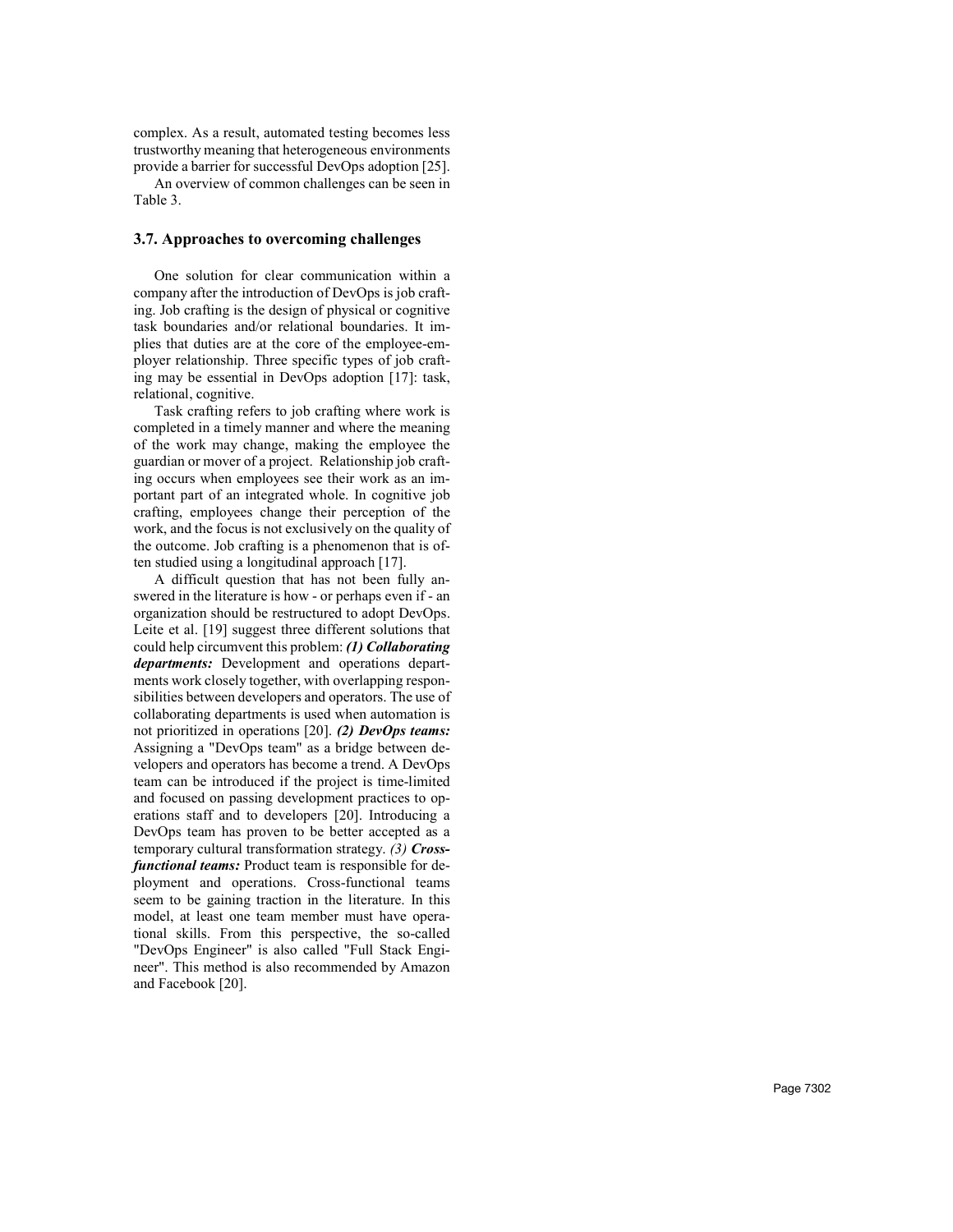complex. As a result, automated testing becomes less trustworthy meaning that heterogeneous environments provide a barrier for successful DevOps adoption [25].

An overview of common challenges can be seen in Table 3.

### 3.7. Approaches to overcoming challenges

One solution for clear communication within a company after the introduction of DevOps is job crafting. Job crafting is the design of physical or cognitive task boundaries and/or relational boundaries. It implies that duties are at the core of the employee-employer relationship. Three specific types of job crafting may be essential in DevOps adoption [17]: task, relational, cognitive.

Task crafting refers to job crafting where work is completed in a timely manner and where the meaning of the work may change, making the employee the guardian or mover of a project. Relationship job crafting occurs when employees see their work as an important part of an integrated whole. In cognitive job crafting, employees change their perception of the work, and the focus is not exclusively on the quality of the outcome. Job crafting is a phenomenon that is often studied using a longitudinal approach [17].

A difficult question that has not been fully answered in the literature is how - or perhaps even if - an organization should be restructured to adopt DevOps. Leite et al. [19] suggest three different solutions that could help circumvent this problem: ***(1) Collaborating departments:*** Development and operations departments work closely together, with overlapping responsibilities between developers and operators. The use of collaborating departments is used when automation is not prioritized in operations [20]. ***(2) DevOps teams:*** Assigning a "DevOps team" as a bridge between developers and operators has become a trend. A DevOps team can be introduced if the project is time-limited and focused on passing development practices to operations staff and to developers [20]. Introducing a DevOps team has proven to be better accepted as a temporary cultural transformation strategy. *(3)* ***Cross-functional teams:*** Product team is responsible for deployment and operations. Cross-functional teams seem to be gaining traction in the literature. In this model, at least one team member must have operational skills. From this perspective, the so-called "DevOps Engineer" is also called "Full Stack Engineer". This method is also recommended by Amazon and Facebook [20].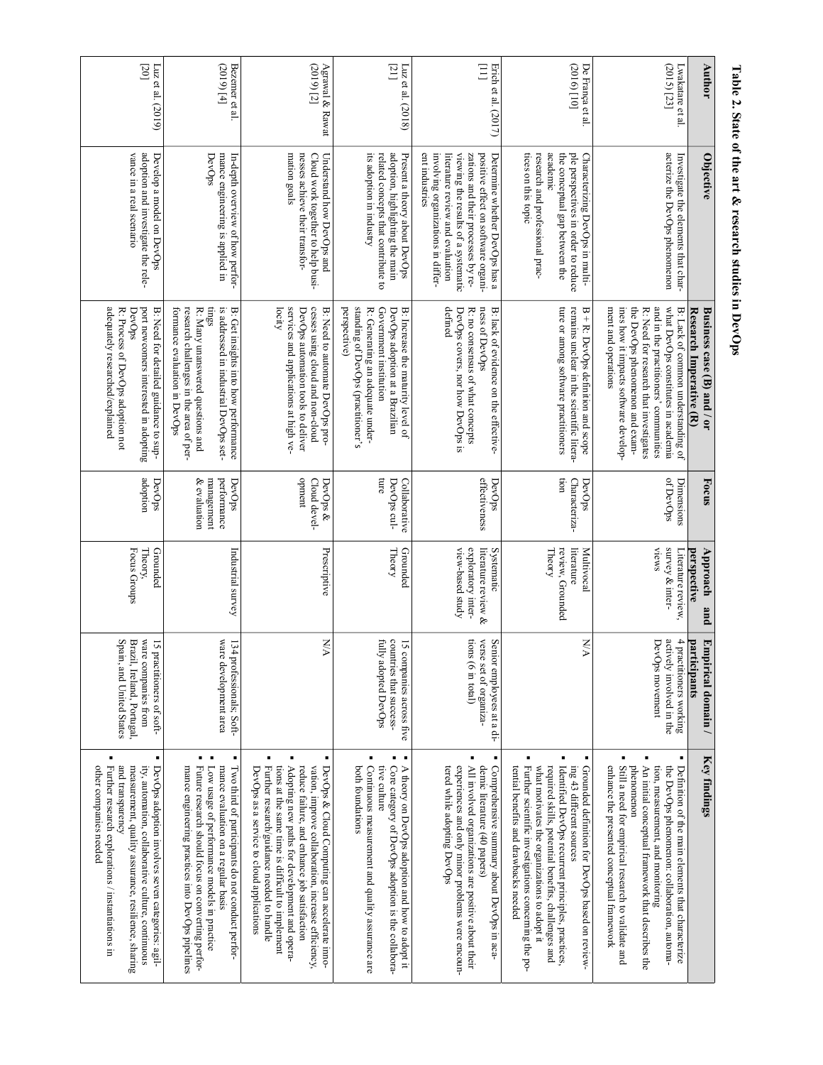**Table 2. State of the art & research studies in DevOps**

| Author | Objective | Business case (B) and / or Research Imperative (R) | Focus | Approach and perspective | Empirical domain / participants | Key findings |
|---|---|---|---|---|---|---|
| Lwakatare et al. (2015) [23] | Investigate the elements that characterize the DevOps phenomenon | B: Lack of common understanding of what DevOps constitutes in academia and in the practitioners' communities<br>R: Need for research that investigates the DevOps phenomenon and examines how it impacts software development and operations | Dimensions of DevOps | Literature review, survey & interviews | 4 practitioners working actively involved in the DevOps movement | ▪ Definition of the main elements that characterize the DevOps phenomenon: collaboration, automation, measurement, and monitoring<br>▪ An initial conceptual framework that describes the phenomenon<br>▪ Still a need for empirical research to validate and enhance the presented conceptual framework |
| De França et al. (2016) [10] | Characterizing DevOps in multiple perspectives in order to reduce the conceptual gap between the academic research and professional practices on this topic | B + R: DevOps definition and scope remains unclear in the scientific literature or among software practitioners | DevOps Characterization | Multivocal literature review, Grounded Theory | N/A | ▪ Grounded definition for DevOps based on reviewing 43 different sources<br>▪ Identified DevOps recurrent principles, practices, required skills, potential benefits, challenges and what motivates the organizations to adopt it<br>▪ Further scientific investigations concerning the potential benefits and drawbacks needed |
| Erich et al. (2017) [11] | Determine whether DevOps has a positive effect on software organizations and their processes by reviewing the results of a systematic literature review and evaluation involving organizations in different industries | B: lack of evidence on the effectiveness of DevOps<br>R: no consensus of what concepts DevOps covers, nor how DevOps is defined | DevOps effectiveness | Systematic literature review & exploratory interview-based study | Senior employees at a diverse set of organizations (6 in total) | ▪ Comprehensive summary about DevOps in academic literature (40 papers)<br>▪ All involved organizations are positive about their experiences and only minor problems were encountered while adopting DevOps |
| Luz et al. (2018) [21] | Present a theory about DevOps adoption, highlighting the main related concepts that contribute to its adoption in industry | B: Increase the maturity level of DevOps adoption at a Brazilian Government institution<br>R: Generating an adequate understanding of DevOps (practitioner's perspective) | Collaborative DevOps culture | Grounded Theory | 15 companies across five countries that successfully adopted DevOps | ▪ A theory on DevOps adoption and how to adopt it<br>▪ Core category of DevOps adoption is the collaborative culture<br>▪ Continuous measurement and quality assurance are both foundations |
| Agrawal & Rawat (2019) [2] | Understand how DevOps and Cloud work together to help businesses achieve their transformation goals | B: Need to automate DevOps processes using cloud and non-cloud DevOps automation tools to deliver services and applications at high velocity | DevOps & Cloud development | Prescriptive | N/A | ▪ DevOps & Cloud Computing can accelerate innovation, improve collaboration, increase efficiency, reduce failure, and enhance job satisfaction<br>▪ Adopting new paths for development and operations at the same time is difficult to implement<br>▪ Further research/guidance needed to handle DevOps as a service to cloud applications |
| Bezemer et al. (2019) [4] | In-depth overview of how performance engineering is applied in DevOps | B: Get insights into how performance is addressed in industrial DevOps settings<br>R: Many unanswered questions and research challenges in the area of performance evaluation in DevOps | DevOps performance management & evaluation | Industrial survey | 134 professionals; Software development area | ▪ Two third of participants do not conduct performance evaluation on a regular basis<br>▪ Low usage of performance models in practice<br>▪ Future research should focus on converting performance engineering practices into DevOps pipelines |
| Luz et al. (2019) [20] | Develop a model on DevOps adoption and investigate the relevance in a real scenario | B: Need for detailed guidance to support newcomers interested in adopting DevOps<br>R: Process of DevOps adoption not adequately researched/explained | DevOps adoption | Grounded Theory, Focus Groups | 15 practitioners of software companies from Brazil, Ireland, Portugal, Spain, and United States | ▪ DevOps adoption involves seven categories: agility, automation, collaborative culture, continuous measurement, quality assurance, resilience, sharing and transparency<br>▪ Further research explorations / instantiations in other companies needed |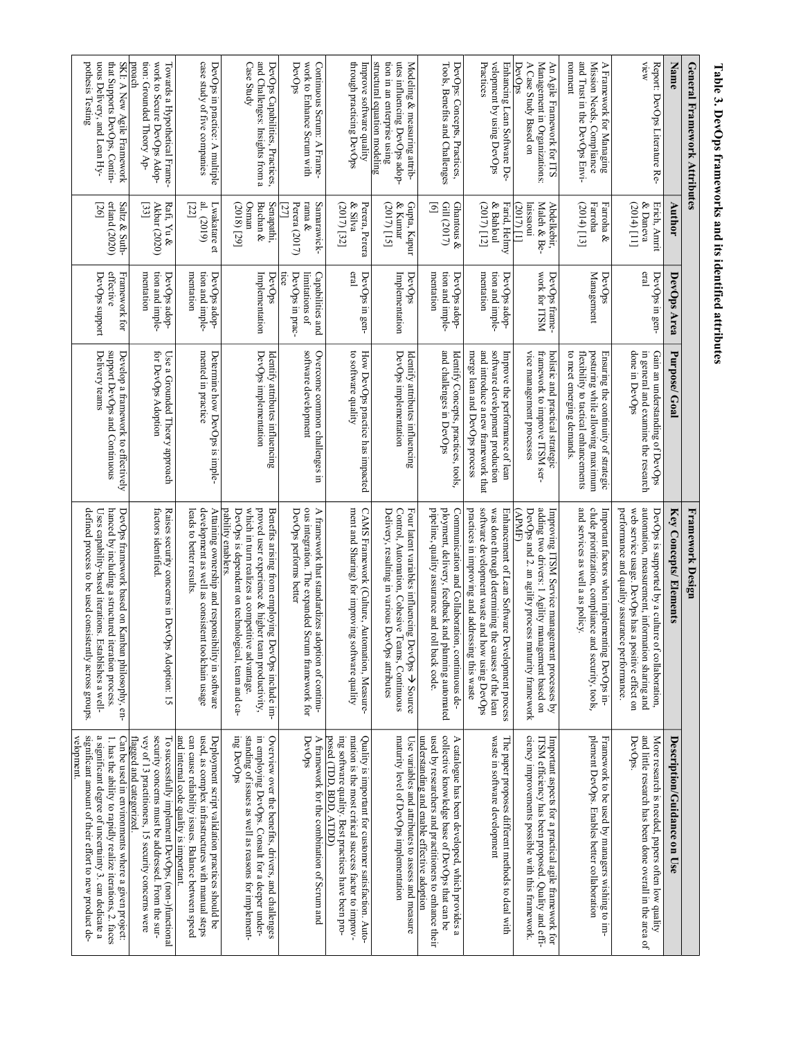**Table 3. DevOps frameworks and its identified attributes**

| General Framework Attributes | | | | Framework Design | |
|---|---|---|---|---|---|
| **Name** | **Author** | **DevOps Area** | **Purpose/ Goal** | **Key Concepts/ Elements** | **Description/Guidance on Use** |
| Report: DevOps Literature Review | Erich, Amrit & Daneva (2014) [11] | DevOps in general | Gain an understanding of DevOps in general and examine the research done in DevOps | DevOps is supported by a culture of collaboration, automation, measurement, information sharing and web service usage. DevOps has a positive effect on performance and quality assurance performance. | More research is needed, papers often low quality and little research has been done overall in the area of DevOps. |
| A Framework for Managing Mission Needs, Compliance and Trust in the DevOps Environment | Farroha & Farroha (2014) [13] | DevOps Management | Ensuring the continuity of strategic posturing while allowing maximum flexibility to tactical enhancements to meet emerging demands. | Important factors when implementing DevOps include prioritization, compliance and security, tools, and services as well a as policy. | Framework to be used by managers wishing to implement DevOps. Enables better collaboration |
| An Agile Framework for ITS Management in Organizations: A Case Study Based on DevOps | Abdelkebir, Maleh & Belaissaoui (2017) [1] | DevOps framework for ITSM | holistic and practical strategic framework to improve ITSM service management processes | Improving ITSM Service management processes by adding two drivers: 1. Agility management based on DevOps and 2. an agility process maturity framework (APMF) | Important aspects for a practical agile framework for ITSM efficiency has been proposed. Quality and efficiency improvements possible with this framework. |
| Enhancing Lean Software Development by using DevOps Practices | Farid, Helmy & Bahloul (2017) [12] | DevOps adoption and implementation | Improve the performance of lean software development production and introduce a new framework that merge lean and DevOps process | Enhancement of Lean Software Development process was done through determining the causes of the lean software development waste and how using DevOps practices in improving and addressing this waste | The paper proposes different methods to deal with waste in software development |
| DevOps: Concepts, Practices, Tools, Benefits and Challenges | Ghantous & Gill (2017) [6] | DevOps adoption and implementation | Identify Concepts, practices, tools, and challenges in DevOps | Communication and Collaboration, continuous deployment, delivery, feedback and planning automated pipeline, quality assurance and roll back code. | A catalogue has been developed, which provides a collective knowledge base of DevOps that can be used by researchers and practitioners to enhance their understanding and enable effective adoption |
| Modeling & measuring attributes influencing DevOps adoption in an enterprise using structural equation modeling | Gupta, Kapur & Kumar (2017) [15] | DevOps Implementation | Identify attributes influencing DevOps implementation | Four latent variables influencing DevOps → Source Control, Automation, Cohesive Teams, Continuous Delivery, resulting in various DevOps attributes | Use variables and attributes to assess and measure maturity level of DevOps implementation |
| Improve software quality through practicing DevOps | Perera, Perera & Silva (2017) [32] | DevOps in general | How DevOps practice has impacted to software quality | CAMS Framework (Culture, Automation, Measurement and Sharing) for improving software quality | Quality is important for customer satisfaction. Automation is the most critical success factor to improving software quality. Best practices have been proposed (TDD, BDD, ATDD) |
| Continuous Scrum: A Framework to Enhance Scrum with DevOps | Samarawickrama & Perera (2017) [27] | Capabilities and limitations of DevOps in practice | Overcome common challenges in software development | A framework that standardizes adoption of continuous integration. The expanded Scrum framework for DevOps performs better | A framework for the combination of Scrum and DevOps |
| DevOps Capabilities, Practices, and Challenges: Insights from a Case Study | Senapathi, Buchan & Osman (2018) [29] | DevOps Implementation | Identify attributes influencing DevOps implementation | Benefits arising from employing DevOps include improved user experience & higher team productivity, which in turn realizes a competitive advantage. DevOps is dependent on technological, team and capability enablers. | Overview over the benefits, drivers, and challenges in employing DevOps. Consult for a deeper understanding of issues as well as reasons for implementing DevOps |
| DevOps in practice: A multiple case study of five companies | Lwakatare et al. (2019) [22] | DevOps adoption and implementation | Determine how DevOps is implemented in practice | Attaining ownership and responsibility in software development as well as consistent toolchain usage leads to better results. | Deployment script validation practices should be used, as complex infrastructures with manual steps can cause reliability issues. Balance between speed and internal code quality is important. |
| Towards a Hypothetical Framework to Secure DevOps Adoption: Grounded Theory Approach | Rafi, Yu & Akbar (2020) [33] | DevOps adoption and implementation | Use a Grounded Theory approach for DevOps Adoption | Raises security concerns in DevOps Adoption: 15 factors identified. | To successfully implement DevOps, (non-)functional security concerns must be addressed. From the survey of 13 practitioners, 15 security concerns were flagged and categorized. |
| SKI: A New Agile Framework that Supports DevOps, Continuous Delivery, and Lean Hypothesis Testing | Saltz & Suthrland (2020) [26] | Framework for effective DevOps support | Develop a framework to effectively support DevOps and Continuous Delivery teams | DevOps framework based on Kanban philosophy, enhanced by including a structured iteration process. Uses capability-based iterations. Establishes a well-defined process to be used consistently across groups. | Can be used in environments where a given project: 1. has the ability to rapidly realize iterations, 2. faces a significant degree of uncertainty 3. can dedicate a significant amount of their effort to new product development. |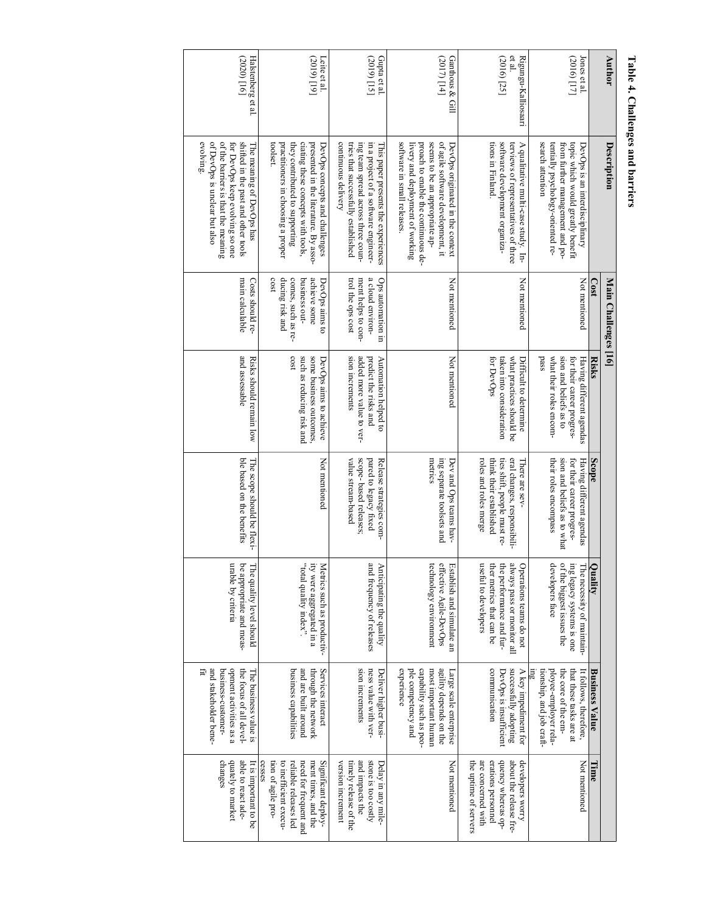**Table 4. Challenges and barriers**

| Author | Description | Main Challenges [16] | | | | | |
|---|---|---|---|---|---|---|---|
| | | **Cost** | **Risks** | **Scope** | **Quality** | **Business Value** | **Time** |
| Jones et al. (2016) [17] | DevOps is an interdisciplinary topic which would greatly benefit from further management and potentially psychology-oriented research attention | Not mentioned | Having different agendas for their career progression and beliefs as to what their roles encompass | Having different agendas for their career progression and beliefs as to what their roles encompass | The necessity of maintaining legacy systems is one of the biggest issues the developers face | It follows, therefore, that these tasks are at the core of the employee-employer relationship, and job crafting | Not mentioned |
| Riungu-Kalliosaari et al. (2016) [25] | A qualitative multi-case study. Interviews of representatives of three software development organizations in Finland. | Not mentioned | Difficult to determine what practices should be taken into consideration for DevOps | There are several changes, responsibilities shift, people must rethink their established roles and roles merge | Operations teams do not always pass or monitor all the performance and further metrics that can be useful to developers | A key impediment for successfully adopting DevOps is insufficient communication | developers worry about the release frequency whereas operations personnel are concerned with the uptime of servers |
| Gianthous & Gill (2017) [14] | DevOps originated in the context of agile software development, it seems to be an appropriate approach to enable the continuous delivery and deployment of working software in small releases. | Not mentioned | Not mentioned | Dev and Ops teams having separate toolsets and metrics | Establish and simulate an effective Agile-DevOps technology environment | Large scale enterprise agility depends on the most important human capability such as people competency and experience | Not mentioned |
| Gupta et al. (2019) [15] | This paper presents the experiences in a project of a software engineering team spread across three countries that successfully established continuous delivery | Ops automation in a cloud environment helps to control the ops cost | Automation helped to predict the risks and added more value to version increments | Release strategies compared to legacy fixed scope-based releases; value stream-based | Anticipating the quality and frequency of releases | Deliver higher business value with version increments | Delay in any milestone is too costly and impacts the timely release of the version increment |
| Leite et al. (2019) [19] | DevOps concepts and challenges presented in the literature. By associating these concepts with tools, they contributed to supporting practitioners in choosing a proper toolset. | DevOps aims to achieve some business outcomes, such as reducing risk and cost | DevOps aims to achieve some business outcomes, such as reducing risk and cost | Not mentioned | Metrics such as productivity were aggregated in a "total quality index". | Services interact through the network and are built around business capabilities | Significant deployment times, and the need for frequent and reliable releases led to inefficient execution of agile processes |
| Halstenberg et al. (2020) [16] | The meaning of DevOps has shifted in the past and other tools for DevOps keep evolving so one of the barriers is that the meaning of DevOps is unclear but also evolving. | Costs should remain calculable | Risks should remain low and assessable | The scope should be flexible based on the benefits | The quality level should be appropriate and measurable by criteria | The business value is the focus of all development activities as a business-customer-and stakeholder benefit | It is important to be able to react adequately to market changes |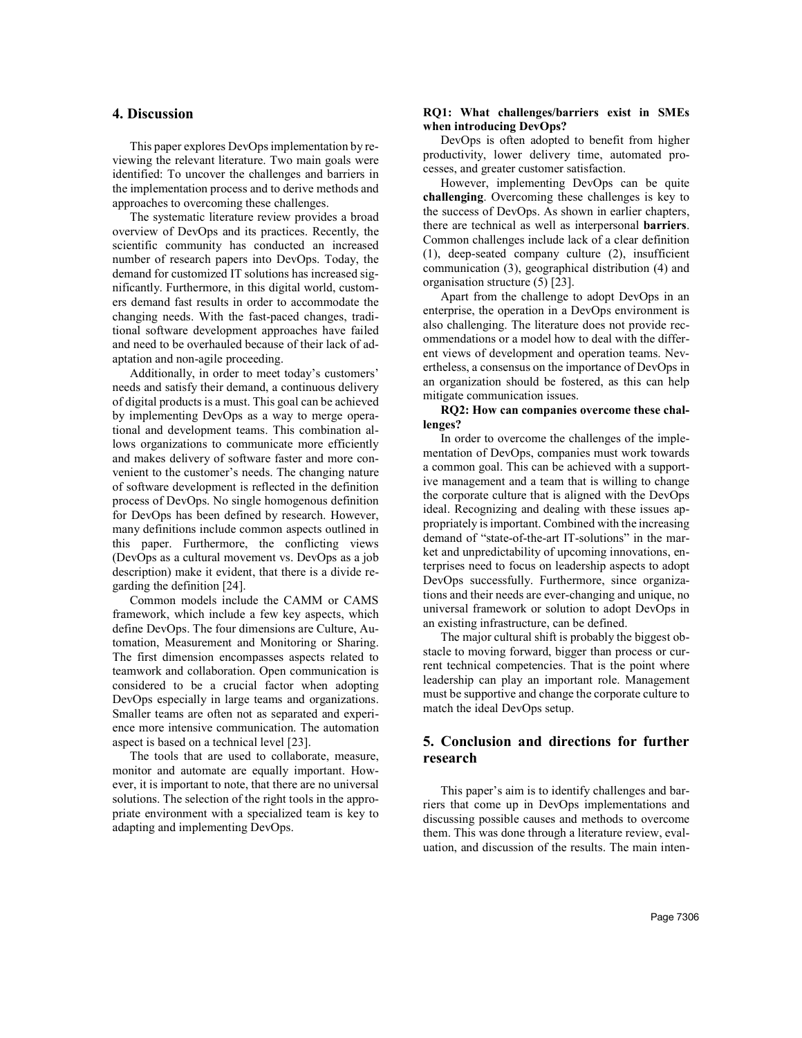## 4. Discussion

This paper explores DevOps implementation by reviewing the relevant literature. Two main goals were identified: To uncover the challenges and barriers in the implementation process and to derive methods and approaches to overcoming these challenges.

The systematic literature review provides a broad overview of DevOps and its practices. Recently, the scientific community has conducted an increased number of research papers into DevOps. Today, the demand for customized IT solutions has increased significantly. Furthermore, in this digital world, customers demand fast results in order to accommodate the changing needs. With the fast-paced changes, traditional software development approaches have failed and need to be overhauled because of their lack of adaptation and non-agile proceeding.

Additionally, in order to meet today's customers' needs and satisfy their demand, a continuous delivery of digital products is a must. This goal can be achieved by implementing DevOps as a way to merge operational and development teams. This combination allows organizations to communicate more efficiently and makes delivery of software faster and more convenient to the customer's needs. The changing nature of software development is reflected in the definition process of DevOps. No single homogenous definition for DevOps has been defined by research. However, many definitions include common aspects outlined in this paper. Furthermore, the conflicting views (DevOps as a cultural movement vs. DevOps as a job description) make it evident, that there is a divide regarding the definition [24].

Common models include the CAMM or CAMS framework, which include a few key aspects, which define DevOps. The four dimensions are Culture, Automation, Measurement and Monitoring or Sharing. The first dimension encompasses aspects related to teamwork and collaboration. Open communication is considered to be a crucial factor when adopting DevOps especially in large teams and organizations. Smaller teams are often not as separated and experience more intensive communication. The automation aspect is based on a technical level [23].

The tools that are used to collaborate, measure, monitor and automate are equally important. However, it is important to note, that there are no universal solutions. The selection of the right tools in the appropriate environment with a specialized team is key to adapting and implementing DevOps.

**RQ1: What challenges/barriers exist in SMEs when introducing DevOps?**

DevOps is often adopted to benefit from higher productivity, lower delivery time, automated processes, and greater customer satisfaction.

However, implementing DevOps can be quite **challenging**. Overcoming these challenges is key to the success of DevOps. As shown in earlier chapters, there are technical as well as interpersonal **barriers**. Common challenges include lack of a clear definition (1), deep-seated company culture (2), insufficient communication (3), geographical distribution (4) and organisation structure (5) [23].

Apart from the challenge to adopt DevOps in an enterprise, the operation in a DevOps environment is also challenging. The literature does not provide recommendations or a model how to deal with the different views of development and operation teams. Nevertheless, a consensus on the importance of DevOps in an organization should be fostered, as this can help mitigate communication issues.

**RQ2: How can companies overcome these challenges?**

In order to overcome the challenges of the implementation of DevOps, companies must work towards a common goal. This can be achieved with a supportive management and a team that is willing to change the corporate culture that is aligned with the DevOps ideal. Recognizing and dealing with these issues appropriately is important. Combined with the increasing demand of "state-of-the-art IT-solutions" in the market and unpredictability of upcoming innovations, enterprises need to focus on leadership aspects to adopt DevOps successfully. Furthermore, since organizations and their needs are ever-changing and unique, no universal framework or solution to adopt DevOps in an existing infrastructure, can be defined.

The major cultural shift is probably the biggest obstacle to moving forward, bigger than process or current technical competencies. That is the point where leadership can play an important role. Management must be supportive and change the corporate culture to match the ideal DevOps setup.

## 5. Conclusion and directions for further research

This paper's aim is to identify challenges and barriers that come up in DevOps implementations and discussing possible causes and methods to overcome them. This was done through a literature review, evaluation, and discussion of the results. The main inten-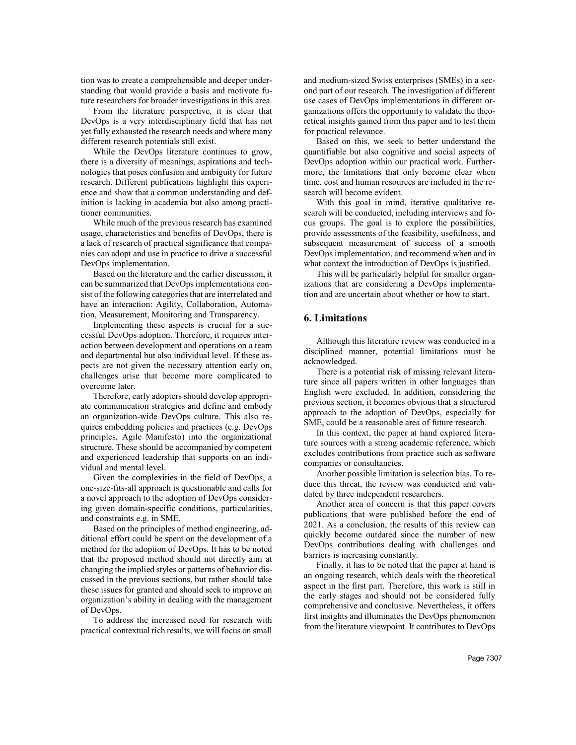tion was to create a comprehensible and deeper understanding that would provide a basis and motivate future researchers for broader investigations in this area.

From the literature perspective, it is clear that DevOps is a very interdisciplinary field that has not yet fully exhausted the research needs and where many different research potentials still exist.

While the DevOps literature continues to grow, there is a diversity of meanings, aspirations and technologies that poses confusion and ambiguity for future research. Different publications highlight this experience and show that a common understanding and definition is lacking in academia but also among practitioner communities.

While much of the previous research has examined usage, characteristics and benefits of DevOps, there is a lack of research of practical significance that companies can adopt and use in practice to drive a successful DevOps implementation.

Based on the literature and the earlier discussion, it can be summarized that DevOps implementations consist of the following categories that are interrelated and have an interaction: Agility, Collaboration, Automation, Measurement, Monitoring and Transparency.

Implementing these aspects is crucial for a successful DevOps adoption. Therefore, it requires interaction between development and operations on a team and departmental but also individual level. If these aspects are not given the necessary attention early on, challenges arise that become more complicated to overcome later.

Therefore, early adopters should develop appropriate communication strategies and define and embody an organization-wide DevOps culture. This also requires embedding policies and practices (e.g. DevOps principles, Agile Manifesto) into the organizational structure. These should be accompanied by competent and experienced leadership that supports on an individual and mental level.

Given the complexities in the field of DevOps, a one-size-fits-all approach is questionable and calls for a novel approach to the adoption of DevOps considering given domain-specific conditions, particularities, and constraints e.g. in SME.

Based on the principles of method engineering, additional effort could be spent on the development of a method for the adoption of DevOps. It has to be noted that the proposed method should not directly aim at changing the implied styles or patterns of behavior discussed in the previous sections, but rather should take these issues for granted and should seek to improve an organization's ability in dealing with the management of DevOps.

To address the increased need for research with practical contextual rich results, we will focus on small and medium-sized Swiss enterprises (SMEs) in a second part of our research. The investigation of different use cases of DevOps implementations in different organizations offers the opportunity to validate the theoretical insights gained from this paper and to test them for practical relevance.

Based on this, we seek to better understand the quantifiable but also cognitive and social aspects of DevOps adoption within our practical work. Furthermore, the limitations that only become clear when time, cost and human resources are included in the research will become evident.

With this goal in mind, iterative qualitative research will be conducted, including interviews and focus groups. The goal is to explore the possibilities, provide assessments of the feasibility, usefulness, and subsequent measurement of success of a smooth DevOps implementation, and recommend when and in what context the introduction of DevOps is justified.

This will be particularly helpful for smaller organizations that are considering a DevOps implementation and are uncertain about whether or how to start.

## 6. Limitations

Although this literature review was conducted in a disciplined manner, potential limitations must be acknowledged.

There is a potential risk of missing relevant literature since all papers written in other languages than English were excluded. In addition, considering the previous section, it becomes obvious that a structured approach to the adoption of DevOps, especially for SME, could be a reasonable area of future research.

In this context, the paper at hand explored literature sources with a strong academic reference, which excludes contributions from practice such as software companies or consultancies.

Another possible limitation is selection bias. To reduce this threat, the review was conducted and validated by three independent researchers.

Another area of concern is that this paper covers publications that were published before the end of 2021. As a conclusion, the results of this review can quickly become outdated since the number of new DevOps contributions dealing with challenges and barriers is increasing constantly.

Finally, it has to be noted that the paper at hand is an ongoing research, which deals with the theoretical aspect in the first part. Therefore, this work is still in the early stages and should not be considered fully comprehensive and conclusive. Nevertheless, it offers first insights and illuminates the DevOps phenomenon from the literature viewpoint. It contributes to DevOps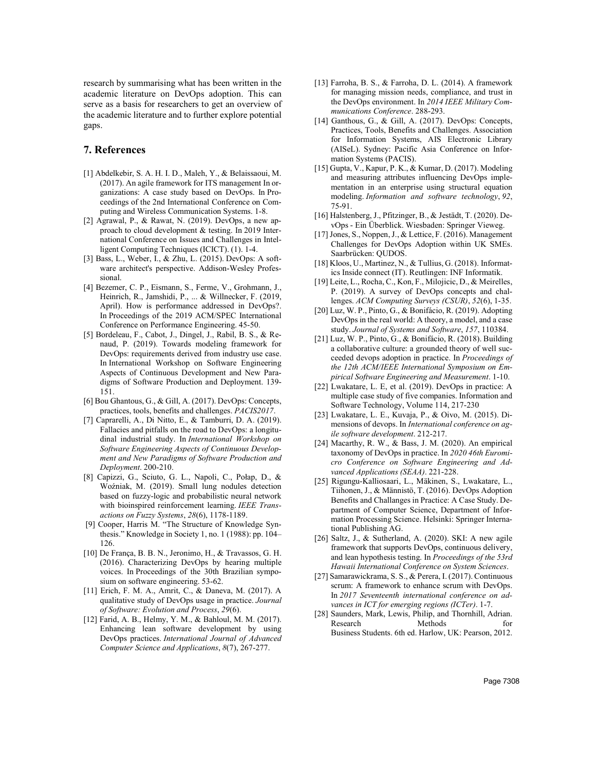research by summarising what has been written in the academic literature on DevOps adoption. This can serve as a basis for researchers to get an overview of the academic literature and to further explore potential gaps.

## 7. References

[1] Abdelkebir, S. A. H. I. D., Maleh, Y., & Belaissaoui, M. (2017). An agile framework for ITS management In organizations: A case study based on DevOps. In Proceedings of the 2nd International Conference on Computing and Wireless Communication Systems. 1-8.

[2] Agrawal, P., & Rawat, N. (2019). DevOps, a new approach to cloud development & testing. In 2019 International Conference on Issues and Challenges in Intelligent Computing Techniques (ICICT). (1). 1-4.

[3] Bass, L., Weber, I., & Zhu, L. (2015). DevOps: A software architect's perspective. Addison-Wesley Professional.

[4] Bezemer, C. P., Eismann, S., Ferme, V., Grohmann, J., Heinrich, R., Jamshidi, P., ... & Willnecker, F. (2019, April). How is performance addressed in DevOps?. In Proceedings of the 2019 ACM/SPEC International Conference on Performance Engineering. 45-50.

[5] Bordeleau, F., Cabot, J., Dingel, J., Rabil, B. S., & Renaud, P. (2019). Towards modeling framework for DevOps: requirements derived from industry use case. In International Workshop on Software Engineering Aspects of Continuous Development and New Paradigms of Software Production and Deployment. 139-151.

[6] Bou Ghantous, G., & Gill, A. (2017). DevOps: Concepts, practices, tools, benefits and challenges. *PACIS2017*.

[7] Caprarelli, A., Di Nitto, E., & Tamburri, D. A. (2019). Fallacies and pitfalls on the road to DevOps: a longitudinal industrial study. In *International Workshop on Software Engineering Aspects of Continuous Development and New Paradigms of Software Production and Deployment*. 200-210.

[8] Capizzi, G., Sciuto, G. L., Napoli, C., Połap, D., & Woźniak, M. (2019). Small lung nodules detection based on fuzzy-logic and probabilistic neural network with bioinspired reinforcement learning. *IEEE Transactions on Fuzzy Systems*, *28*(6), 1178-1189.

[9] Cooper, Harris M. "The Structure of Knowledge Synthesis." Knowledge in Society 1, no. 1 (1988): pp. 104–126.

[10] De França, B. B. N., Jeronimo, H., & Travassos, G. H. (2016). Characterizing DevOps by hearing multiple voices. In Proceedings of the 30th Brazilian symposium on software engineering. 53-62.

[11] Erich, F. M. A., Amrit, C., & Daneva, M. (2017). A qualitative study of DevOps usage in practice. *Journal of Software: Evolution and Process*, *29*(6).

[12] Farid, A. B., Helmy, Y. M., & Bahloul, M. M. (2017). Enhancing lean software development by using DevOps practices. *International Journal of Advanced Computer Science and Applications*, *8*(7), 267-277.

[13] Farroha, B. S., & Farroha, D. L. (2014). A framework for managing mission needs, compliance, and trust in the DevOps environment. In *2014 IEEE Military Communications Conference*. 288-293.

[14] Ganthous, G., & Gill, A. (2017). DevOps: Concepts, Practices, Tools, Benefits and Challenges. Association for Information Systems, AIS Electronic Library (AISeL). Sydney: Pacific Asia Conference on Information Systems (PACIS).

[15] Gupta, V., Kapur, P. K., & Kumar, D. (2017). Modeling and measuring attributes influencing DevOps implementation in an enterprise using structural equation modeling. *Information and software technology*, *92*, 75-91.

[16] Halstenberg, J., Pfitzinger, B., & Jestädt, T. (2020). DevOps - Ein Überblick. Wiesbaden: Springer Vieweg.

[17] Jones, S., Noppen, J., & Lettice, F. (2016). Management Challenges for DevOps Adoption within UK SMEs. Saarbrücken: QUDOS.

[18] Kloos, U., Martinez, N., & Tullius, G. (2018). Informatics Inside connect (IT). Reutlingen: INF Informatik.

[19] Leite, L., Rocha, C., Kon, F., Milojicic, D., & Meirelles, P. (2019). A survey of DevOps concepts and challenges. *ACM Computing Surveys (CSUR)*, *52*(6), 1-35.

[20] Luz, W. P., Pinto, G., & Bonifácio, R. (2019). Adopting DevOps in the real world: A theory, a model, and a case study. *Journal of Systems and Software*, *157*, 110384.

[21] Luz, W. P., Pinto, G., & Bonifácio, R. (2018). Building a collaborative culture: a grounded theory of well succeeded devops adoption in practice. In *Proceedings of the 12th ACM/IEEE International Symposium on Empirical Software Engineering and Measurement*. 1-10.

[22] Lwakatare, L. E, et al. (2019). DevOps in practice: A multiple case study of five companies. Information and Software Technology, Volume 114, 217-230

[23] Lwakatare, L. E., Kuvaja, P., & Oivo, M. (2015). Dimensions of devops. In *International conference on agile software development*. 212-217.

[24] Macarthy, R. W., & Bass, J. M. (2020). An empirical taxonomy of DevOps in practice. In *2020 46th Euromicro Conference on Software Engineering and Advanced Applications (SEAA)*. 221-228.

[25] Rigungu-Kalliosaari, L., Mäkinen, S., Lwakatare, L., Tiihonen, J., & Männistö, T. (2016). DevOps Adoption Benefits and Challanges in Practice: A Case Study. Department of Computer Science, Department of Information Processing Science. Helsinki: Springer International Publishing AG.

[26] Saltz, J., & Sutherland, A. (2020). SKI: A new agile framework that supports DevOps, continuous delivery, and lean hypothesis testing. In *Proceedings of the 53rd Hawaii International Conference on System Sciences*.

[27] Samarawickrama, S. S., & Perera, I. (2017). Continuous scrum: A framework to enhance scrum with DevOps. In *2017 Seventeenth international conference on advances in ICT for emerging regions (ICTer)*. 1-7.

[28] Saunders, Mark, Lewis, Philip, and Thornhill, Adrian. Research Methods for Business Students. 6th ed. Harlow, UK: Pearson, 2012.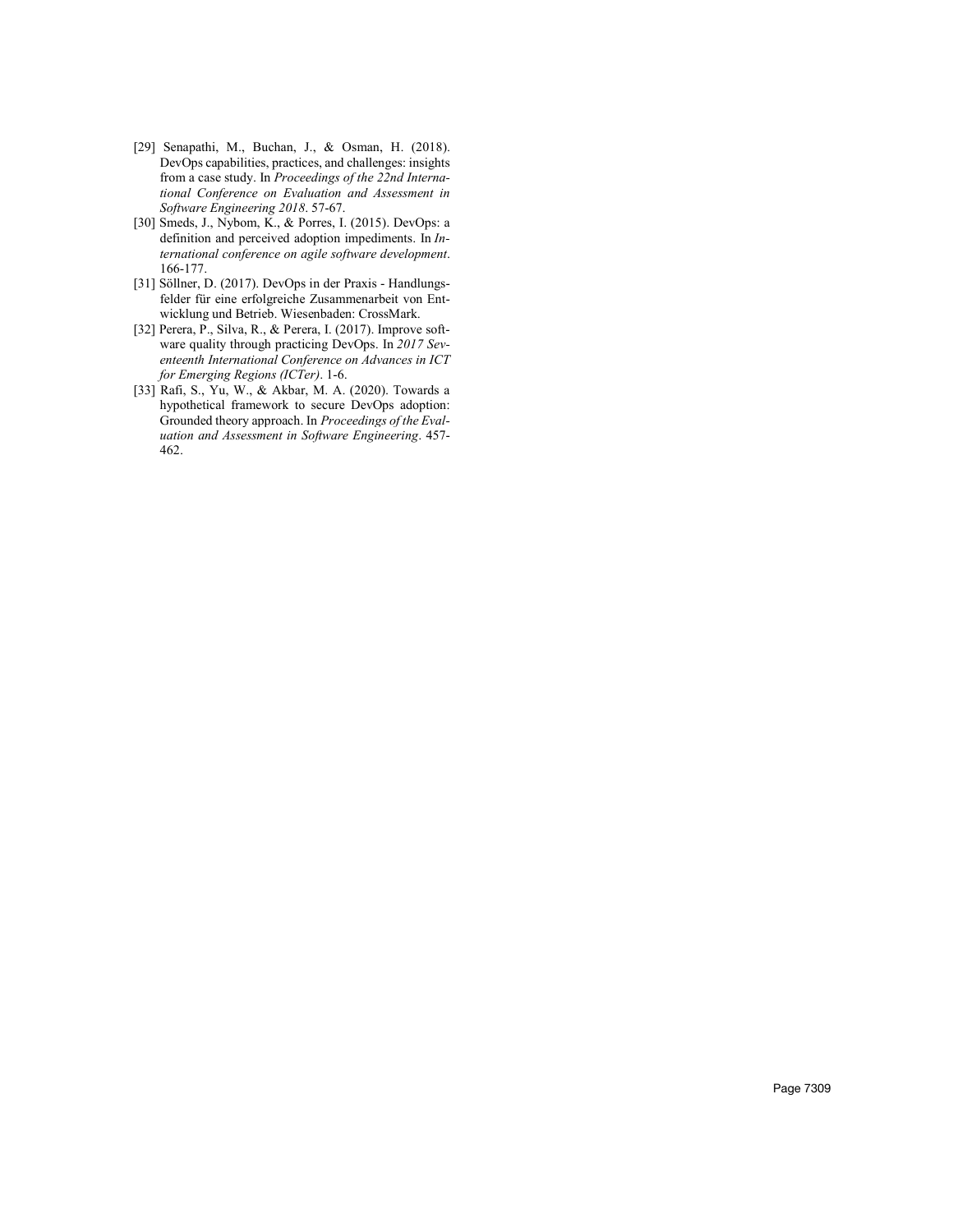[29] Senapathi, M., Buchan, J., & Osman, H. (2018). DevOps capabilities, practices, and challenges: insights from a case study. In *Proceedings of the 22nd International Conference on Evaluation and Assessment in Software Engineering 2018*. 57-67.

[30] Smeds, J., Nybom, K., & Porres, I. (2015). DevOps: a definition and perceived adoption impediments. In *International conference on agile software development*. 166-177.

[31] Söllner, D. (2017). DevOps in der Praxis - Handlungsfelder für eine erfolgreiche Zusammenarbeit von Entwicklung und Betrieb. Wiesenbaden: CrossMark.

[32] Perera, P., Silva, R., & Perera, I. (2017). Improve software quality through practicing DevOps. In *2017 Seventeenth International Conference on Advances in ICT for Emerging Regions (ICTer)*. 1-6.

[33] Rafi, S., Yu, W., & Akbar, M. A. (2020). Towards a hypothetical framework to secure DevOps adoption: Grounded theory approach. In *Proceedings of the Evaluation and Assessment in Software Engineering*. 457-462.